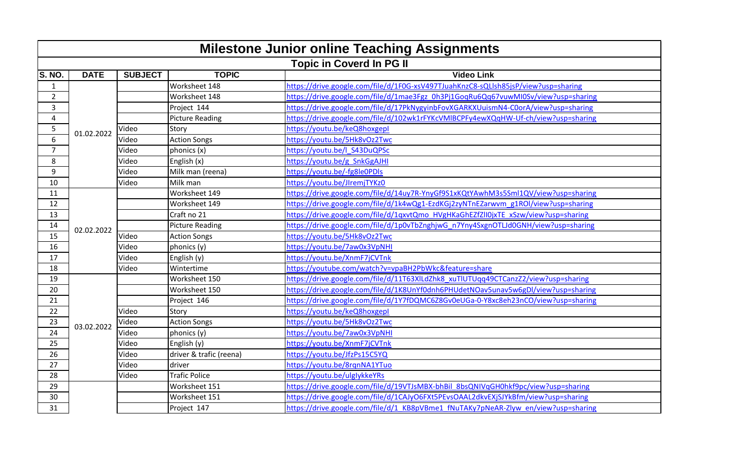# Milestone Junior online Teaching Assignments

## Topic in Coverd In PG II

| S. NO. | DATE | SUBJECT | TOPIC | Video Link |
|---|---|---|---|---|
| 1 | 01.02.2022 | | Worksheet 148 | https://drive.google.com/file/d/1F0G-xsV497TJuahKnzC8-sQLlsh85jsP/view?usp=sharing |
| 2 | | | Worksheet 148 | https://drive.google.com/file/d/1mae3Fgz_0h3Pj1GoqRu6Qq67vuwMI0Sv/view?usp=sharing |
| 3 | | | Project 144 | https://drive.google.com/file/d/17PkNygyinbFovXGARKXUuismN4-C0orA/view?usp=sharing |
| 4 | | | Picture Reading | https://drive.google.com/file/d/102wk1rFYKcVMlBCPFy4ewXQqHW-Uf-ch/view?usp=sharing |
| 5 | | Video | Story | https://youtu.be/keQ8hoxgepI |
| 6 | | Video | Action Songs | https://youtu.be/5Hk8vOz2Twc |
| 7 | | Video | phonics (x) | https://youtu.be/l_S43DuQPSc |
| 8 | | Video | English (x) | https://youtu.be/g_SnkGgAJHI |
| 9 | | Video | Milk man (reena) | https://youtu.be/-fg8le0PDls |
| 10 | | Video | Milk man | https://youtu.be/JIremjTYKz0 |
| 11 | 02.02.2022 | | Worksheet 149 | https://drive.google.com/file/d/14uy7R-YnyGf9S1xKQtYAwhM3s5Sml1QV/view?usp=sharing |
| 12 | | | Worksheet 149 | https://drive.google.com/file/d/1k4wQg1-EzdKGj2zyNTnEZarwvm_g1ROl/view?usp=sharing |
| 13 | | | Craft no 21 | https://drive.google.com/file/d/1qxvtQmo_HVgHKaGhEZfZlI0jxTE_xSzw/view?usp=sharing |
| 14 | | | Picture Reading | https://drive.google.com/file/d/1p0vTbZnghjwG_n7Yny4SxgnOTLJd0GNH/view?usp=sharing |
| 15 | | Video | Action Songs | https://youtu.be/5Hk8vOz2Twc |
| 16 | | Video | phonics (y) | https://youtu.be/7aw0x3VpNHI |
| 17 | | Video | English (y) | https://youtu.be/XnmF7jCVTnk |
| 18 | | Video | Wintertime | https://youtube.com/watch?v=vpaBH2PbWkc&feature=share |
| 19 | 03.02.2022 | | Worksheet 150 | https://drive.google.com/file/d/11T63XlLdZhk8_xuTlUTUqq49CTCanzZ2/view?usp=sharing |
| 20 | | | Worksheet 150 | https://drive.google.com/file/d/1K8UnYf0dnh6PHUdetNOav5unav5w6gDl/view?usp=sharing |
| 21 | | | Project 146 | https://drive.google.com/file/d/1Y7fDQMC6Z8Gv0eUGa-0-Y8xc8eh23nCO/view?usp=sharing |
| 22 | | Video | Story | https://youtu.be/keQ8hoxgepI |
| 23 | | Video | Action Songs | https://youtu.be/5Hk8vOz2Twc |
| 24 | | Video | phonics (y) | https://youtu.be/7aw0x3VpNHI |
| 25 | | Video | English (y) | https://youtu.be/XnmF7jCVTnk |
| 26 | | Video | driver & trafic (reena) | https://youtu.be/JfzPs15C5YQ |
| 27 | | Video | driver | https://youtu.be/8rqnNA1YTuo |
| 28 | | Video | Trafic Police | https://youtu.be/ulgIykkeYRs |
| 29 | | | Worksheet 151 | https://drive.google.com/file/d/19VTJsMBX-bhBil_8bsQNIVqGH0hkf9pc/view?usp=sharing |
| 30 | | | Worksheet 151 | https://drive.google.com/file/d/1CAJyO6FXt5PEvsOAAL2dkvEXjSJYkBfm/view?usp=sharing |
| 31 | | | Project 147 | https://drive.google.com/file/d/1_KB8pVBme1_fNuTAKy7pNeAR-Zlyw_en/view?usp=sharing |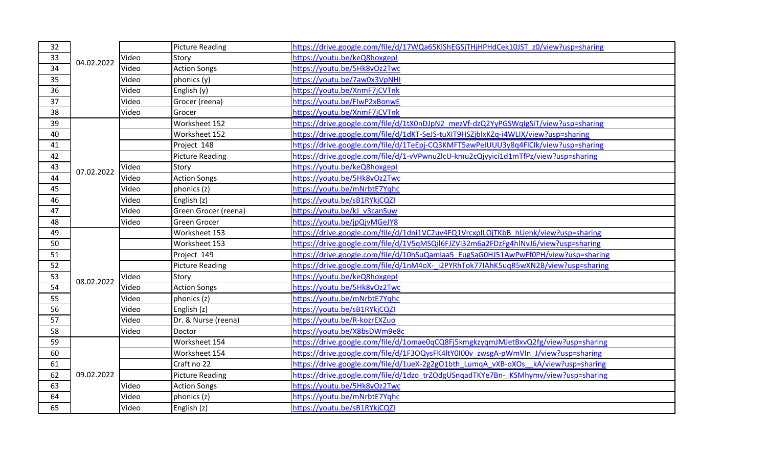| | | | | |
|---|---|---|---|---|
| 32 | | | Picture Reading | https://drive.google.com/file/d/17WQa65KlShEGSjTHjHPHdCek10JST_z0/view?usp=sharing |
| 33 | 04.02.2022 | Video | Story | https://youtu.be/keQ8hoxgepI |
| 34 | | Video | Action Songs | https://youtu.be/5Hk8vOz2Twc |
| 35 | | Video | phonics (y) | https://youtu.be/7aw0x3VpNHI |
| 36 | | Video | English (y) | https://youtu.be/XnmF7jCVTnk |
| 37 | | Video | Grocer (reena) | https://youtu.be/FIwP2xBonwE |
| 38 | | Video | Grocer | https://youtu.be/XnmF7jCVTnk |
| 39 | 07.02.2022 | | Worksheet 152 | https://drive.google.com/file/d/1tX0nDJpN2_mezVf-dzQ2YyPGSWqIgSiT/view?usp=sharing |
| 40 | | | Worksheet 152 | https://drive.google.com/file/d/1dKT-SeJS-tuXIT9HSZjblxKZq-i4WLIX/view?usp=sharing |
| 41 | | | Project 148 | https://drive.google.com/file/d/1TeEpj-CQ3KMFT5awPeIUUU3y8q4FlClk/view?usp=sharing |
| 42 | | | Picture Reading | https://drive.google.com/file/d/1-vVPwnuZlcU-kmu2cQjyyici1d1mTfPz/view?usp=sharing |
| 43 | | Video | Story | https://youtu.be/keQ8hoxgepI |
| 44 | | Video | Action Songs | https://youtu.be/5Hk8vOz2Twc |
| 45 | | Video | phonics (z) | https://youtu.be/mNrbtE7Yqhc |
| 46 | | Video | English (z) | https://youtu.be/sB1RYkjCQZI |
| 47 | | Video | Green Grocer (reena) | https://youtu.be/kJ_v3canSuw |
| 48 | | Video | Green Grocer | https://youtu.be/jpQjvMGeJY8 |
| 49 | 08.02.2022 | | Worksheet 153 | https://drive.google.com/file/d/1dni1VC2uv4FQ1VrcxpILOjTKbB_hUehk/view?usp=sharing |
| 50 | | | Worksheet 153 | https://drive.google.com/file/d/1V5qMSQil6FJZVi32m6a2FDzFg4hlNvJ6/view?usp=sharing |
| 51 | | | Project 149 | https://drive.google.com/file/d/10hSuQamlaa5_EugSaG0HJ51AwPwFf0PH/view?usp=sharing |
| 52 | | | Picture Reading | https://drive.google.com/file/d/1nM4oX-_i2PYRhTok77IAhK5uqR5wXN2B/view?usp=sharing |
| 53 | | Video | Story | https://youtu.be/keQ8hoxgepI |
| 54 | | Video | Action Songs | https://youtu.be/5Hk8vOz2Twc |
| 55 | | Video | phonics (z) | https://youtu.be/mNrbtE7Yqhc |
| 56 | | Video | English (z) | https://youtu.be/sB1RYkjCQZI |
| 57 | | Video | Dr. & Nurse (reena) | https://youtu.be/R-kozrEXZuo |
| 58 | | Video | Doctor | https://youtu.be/X8bsDWm9e8c |
| 59 | 09.02.2022 | | Worksheet 154 | https://drive.google.com/file/d/1omae0qCQ8Fj5kmgkzyqmJMJetBxvQ2fg/view?usp=sharing |
| 60 | | | Worksheet 154 | https://drive.google.com/file/d/1F3OQysFK4ltY0I00v_zwsgA-pWmVIn_J/view?usp=sharing |
| 61 | | | Craft no 22 | https://drive.google.com/file/d/1ueX-2g2gO1bth_LumqA_vXB-oXOs__kA/view?usp=sharing |
| 62 | | | Picture Reading | https://drive.google.com/file/d/1dzo_trZOdgUSnqadTKYe7Bn-_KSMhymv/view?usp=sharing |
| 63 | | Video | Action Songs | https://youtu.be/5Hk8vOz2Twc |
| 64 | | Video | phonics (z) | https://youtu.be/mNrbtE7Yqhc |
| 65 | | Video | English (z) | https://youtu.be/sB1RYkjCQZI |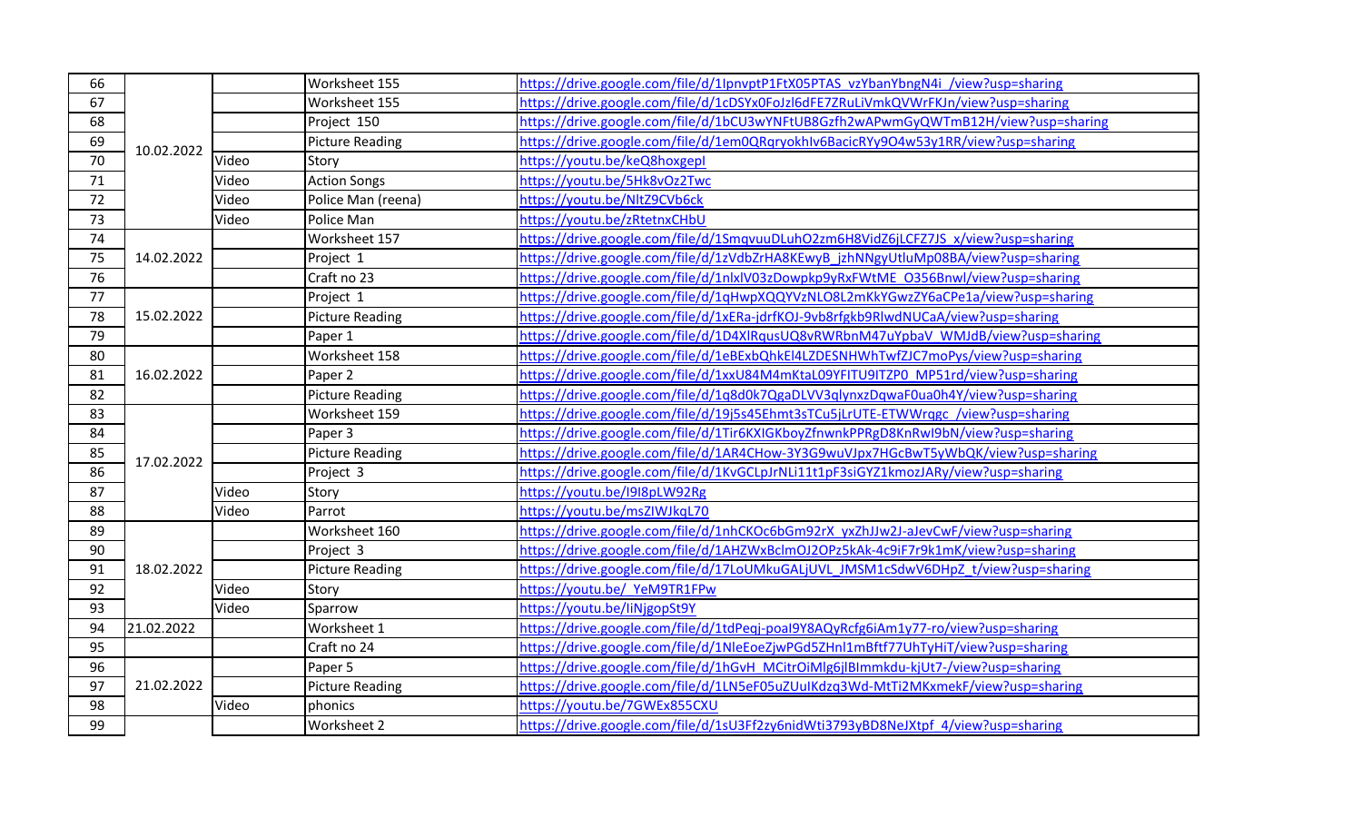| 66 | 10.02.2022 | | Worksheet 155 | https://drive.google.com/file/d/1IpnvptP1FtX05PTAS_vzYbanYbngN4i_/view?usp=sharing |
|---|---|---|---|---|
| 67 | | | Worksheet 155 | https://drive.google.com/file/d/1cDSYx0FoJzl6dFE7ZRuLiVmkQVWrFKJn/view?usp=sharing |
| 68 | | | Project 150 | https://drive.google.com/file/d/1bCU3wYNFtUB8Gzfh2wAPwmGyQWTmB12H/view?usp=sharing |
| 69 | | | Picture Reading | https://drive.google.com/file/d/1em0QRqryokhlv6BacicRYy9O4w53y1RR/view?usp=sharing |
| 70 | | Video | Story | https://youtu.be/keQ8hoxgepI |
| 71 | | Video | Action Songs | https://youtu.be/5Hk8vOz2Twc |
| 72 | | Video | Police Man (reena) | https://youtu.be/NltZ9CVb6ck |
| 73 | | Video | Police Man | https://youtu.be/zRtetnxCHbU |
| 74 | 14.02.2022 | | Worksheet 157 | https://drive.google.com/file/d/1SmqvuuDLuhO2zm6H8VidZ6jLCFZ7JS_x/view?usp=sharing |
| 75 | | | Project 1 | https://drive.google.com/file/d/1zVdbZrHA8KEwyB_jzhNNgyUtluMp08BA/view?usp=sharing |
| 76 | | | Craft no 23 | https://drive.google.com/file/d/1nlxlV03zDowpkp9yRxFWtME_O356Bnwl/view?usp=sharing |
| 77 | 15.02.2022 | | Project 1 | https://drive.google.com/file/d/1qHwpXQQYVzNLO8L2mKkYGwzZY6aCPe1a/view?usp=sharing |
| 78 | | | Picture Reading | https://drive.google.com/file/d/1xERa-jdrfKOJ-9vb8rfgkb9RlwdNUCaA/view?usp=sharing |
| 79 | | | Paper 1 | https://drive.google.com/file/d/1D4XlRqusUQ8vRWRbnM47uYpbaV_WMJdB/view?usp=sharing |
| 80 | 16.02.2022 | | Worksheet 158 | https://drive.google.com/file/d/1eBExbQhkEl4LZDESNHWhTwfZJC7moPys/view?usp=sharing |
| 81 | | | Paper 2 | https://drive.google.com/file/d/1xxU84M4mKtaL09YFITU9ITZP0_MP51rd/view?usp=sharing |
| 82 | | | Picture Reading | https://drive.google.com/file/d/1q8d0k7QgaDLVV3qlynxzDqwaF0ua0h4Y/view?usp=sharing |
| 83 | 17.02.2022 | | Worksheet 159 | https://drive.google.com/file/d/19j5s45Ehmt3sTCu5jLrUTE-ETWWrqgc_/view?usp=sharing |
| 84 | | | Paper 3 | https://drive.google.com/file/d/1Tir6KXIGKboyZfnwnkPPRgD8KnRwI9bN/view?usp=sharing |
| 85 | | | Picture Reading | https://drive.google.com/file/d/1AR4CHow-3Y3G9wuVJpx7HGcBwT5yWbQK/view?usp=sharing |
| 86 | | | Project 3 | https://drive.google.com/file/d/1KvGCLpJrNLi11t1pF3siGYZ1kmozJARy/view?usp=sharing |
| 87 | | Video | Story | https://youtu.be/I9I8pLW92Rg |
| 88 | | Video | Parrot | https://youtu.be/msZIWJkqL70 |
| 89 | 18.02.2022 | | Worksheet 160 | https://drive.google.com/file/d/1nhCKOc6bGm92rX_yxZhJJw2J-aJevCwF/view?usp=sharing |
| 90 | | | Project 3 | https://drive.google.com/file/d/1AHZWxBclmOJ2OPz5kAk-4c9iF7r9k1mK/view?usp=sharing |
| 91 | | | Picture Reading | https://drive.google.com/file/d/17LoUMkuGALjUVL_JMSM1cSdwV6DHpZ_t/view?usp=sharing |
| 92 | | Video | Story | https://youtu.be/_YeM9TR1FPw |
| 93 | | Video | Sparrow | https://youtu.be/IiNjgopSt9Y |
| 94 | 21.02.2022 | | Worksheet 1 | https://drive.google.com/file/d/1tdPeqj-poaI9Y8AQyRcfg6iAm1y77-ro/view?usp=sharing |
| 95 | | | Craft no 24 | https://drive.google.com/file/d/1NleEoeZjwPGd5ZHnl1mBftf77UhTyHiT/view?usp=sharing |
| 96 | 21.02.2022 | | Paper 5 | https://drive.google.com/file/d/1hGvH_MCitrOiMlg6jlBImmkdu-kjUt7-/view?usp=sharing |
| 97 | | | Picture Reading | https://drive.google.com/file/d/1LN5eF05uZUuIKdzq3Wd-MtTi2MKxmekF/view?usp=sharing |
| 98 | | Video | phonics | https://youtu.be/7GWEx855CXU |
| 99 | | | Worksheet 2 | https://drive.google.com/file/d/1sU3Ff2zy6nidWti3793yBD8NeJXtpf_4/view?usp=sharing |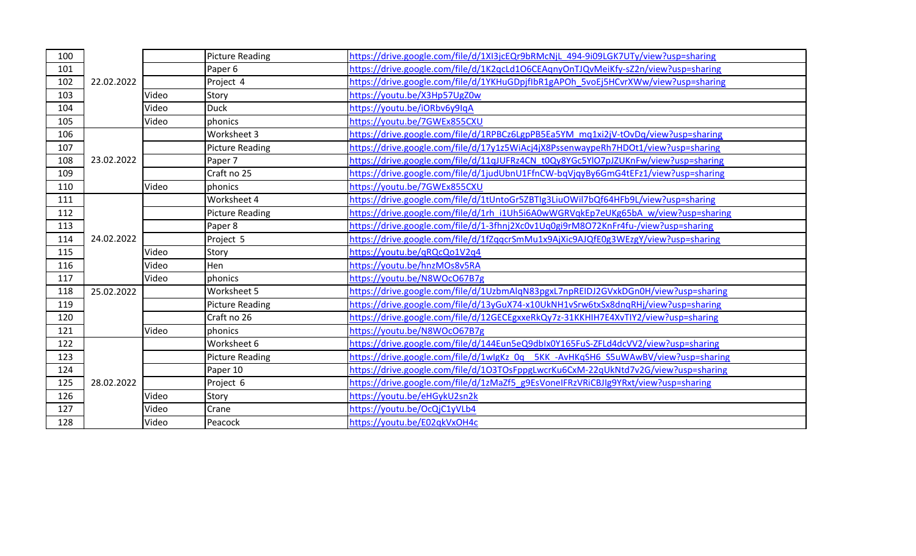| | | | | |
|---|---|---|---|---|
| 100 | | | Picture Reading | https://drive.google.com/file/d/1XI3jcEQr9bRMcNjL_494-9i09LGK7UTy/view?usp=sharing |
| 101 | | | Paper 6 | https://drive.google.com/file/d/1K2qcLd1O6CEAqnyOnTJQvMeiKfy-sZ2n/view?usp=sharing |
| 102 | 22.02.2022 | | Project 4 | https://drive.google.com/file/d/1YKHuGDpjflbR1gAPOh_5voEj5HCvrXWw/view?usp=sharing |
| 103 | | Video | Story | https://youtu.be/X3Hp57UgZ0w |
| 104 | | Video | Duck | https://youtu.be/iORbv6y9IqA |
| 105 | | Video | phonics | https://youtu.be/7GWEx855CXU |
| 106 | | | Worksheet 3 | https://drive.google.com/file/d/1RPBCz6LgpPB5Ea5YM_mq1xi2jV-tOvDq/view?usp=sharing |
| 107 | | | Picture Reading | https://drive.google.com/file/d/17y1z5WiAcj4jX8PssenwaypeRh7HDOt1/view?usp=sharing |
| 108 | 23.02.2022 | | Paper 7 | https://drive.google.com/file/d/11qJUFRz4CN_t0Qy8YGc5YlO7pJZUKnFw/view?usp=sharing |
| 109 | | | Craft no 25 | https://drive.google.com/file/d/1judUbnU1FfnCW-bqVjqyBy6GmG4tEFz1/view?usp=sharing |
| 110 | | Video | phonics | https://youtu.be/7GWEx855CXU |
| 111 | | | Worksheet 4 | https://drive.google.com/file/d/1tUntoGr5ZBTIg3LiuOWil7bQf64HFb9L/view?usp=sharing |
| 112 | | | Picture Reading | https://drive.google.com/file/d/1rh_i1Uh5i6A0wWGRVqkEp7eUKg65bA_w/view?usp=sharing |
| 113 | | | Paper 8 | https://drive.google.com/file/d/1-3fhnj2Xc0v1Uq0gi9rM8O72KnFr4fu-/view?usp=sharing |
| 114 | 24.02.2022 | | Project 5 | https://drive.google.com/file/d/1fZqqcrSmMu1x9AjXic9AJQfE0g3WEzgY/view?usp=sharing |
| 115 | | Video | Story | https://youtu.be/qRQcQo1V2q4 |
| 116 | | Video | Hen | https://youtu.be/hnzMOs8v5RA |
| 117 | | Video | phonics | https://youtu.be/N8WOcO67B7g |
| 118 | 25.02.2022 | | Worksheet 5 | https://drive.google.com/file/d/1UzbmAlqN83pgxL7npREIDJ2GVxkDGn0H/view?usp=sharing |
| 119 | | | Picture Reading | https://drive.google.com/file/d/13yGuX74-x10UkNH1vSrw6txSx8dnqRHj/view?usp=sharing |
| 120 | | | Craft no 26 | https://drive.google.com/file/d/12GECEgxxeRkQy7z-31KKHIH7E4XvTIY2/view?usp=sharing |
| 121 | | Video | phonics | https://youtu.be/N8WOcO67B7g |
| 122 | | | Worksheet 6 | https://drive.google.com/file/d/144Eun5eQ9dbIx0Y165FuS-ZFLd4dcVV2/view?usp=sharing |
| 123 | | | Picture Reading | https://drive.google.com/file/d/1wlgKz_0q__5KK_-AvHKqSH6_S5uWAwBV/view?usp=sharing |
| 124 | | | Paper 10 | https://drive.google.com/file/d/1O3TOsFppgLwcrKu6CxM-22qUkNtd7v2G/view?usp=sharing |
| 125 | 28.02.2022 | | Project 6 | https://drive.google.com/file/d/1zMaZf5_g9EsVoneIFRzVRiCBJlg9YRxt/view?usp=sharing |
| 126 | | Video | Story | https://youtu.be/eHGykU2sn2k |
| 127 | | Video | Crane | https://youtu.be/OcQjC1yVLb4 |
| 128 | | Video | Peacock | https://youtu.be/E02qkVxOH4c |